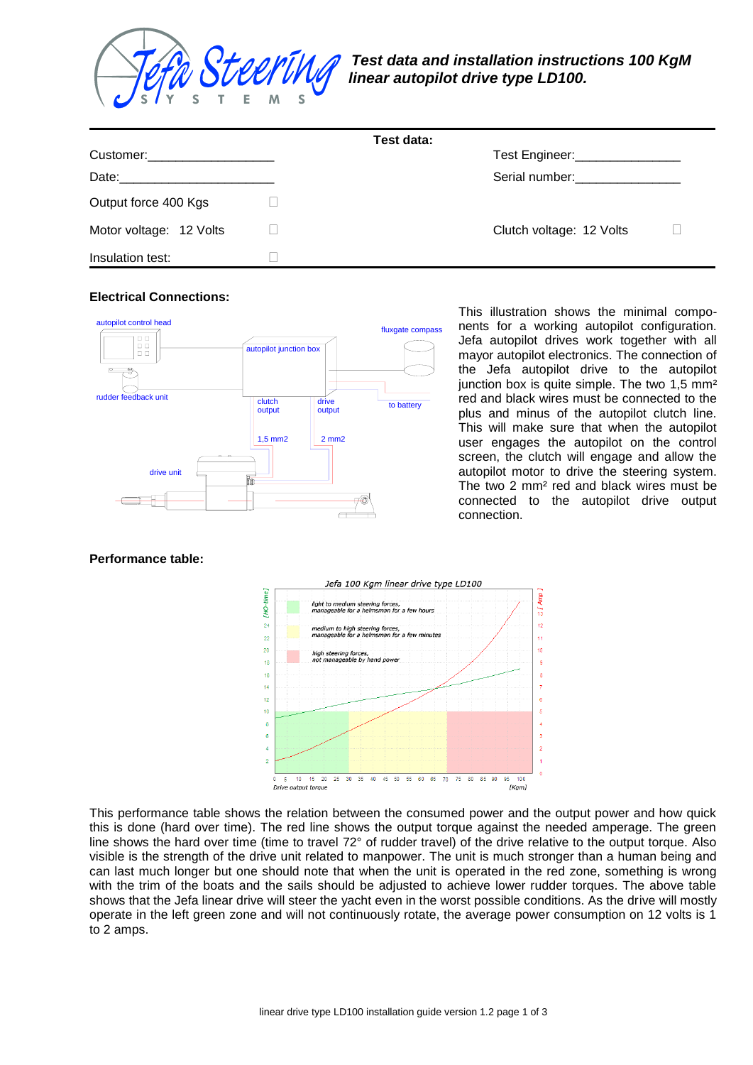# Jefa Steering Systems

## Test data and installation instructions 100 KgM linear autopilot drive type LD100.

**Test data:**

Customer:__________________

Date:______________________

Test Engineer:_______________

Serial number:_______________

Output force 400 Kgs ☐

Motor voltage: 12 Volts ☐

Clutch voltage: 12 Volts ☐

Insulation test: ☐

### Electrical Connections:

autopilot control head

fluxgate compass

autopilot junction box

rudder feedback unit

clutch output

drive output

to battery

1,5 mm2

2 mm2

drive unit

This illustration shows the minimal components for a working autopilot configuration. Jefa autopilot drives work together with all mayor autopilot electronics. The connection of the Jefa autopilot drive to the autopilot junction box is quite simple. The two 1,5 mm² red and black wires must be connected to the plus and minus of the autopilot clutch line. This will make sure that when the autopilot user engages the autopilot on the control screen, the clutch will engage and allow the autopilot motor to drive the steering system. The two 2 mm² red and black wires must be connected to the autopilot drive output connection.

### Performance table:

Jefa 100 Kgm linear drive type LD100

[HO-time]

[ Amp ]

light to medium steering forces, manageable for a helmsman for a few hours

medium to high steering forces, manageable for a helmsman for a few minutes

high steering forces, not manageable by hand power

24 22 20 18 16 14 12 10 8 6 4 2

13 12 11 10 9 8 7 6 5 4 3 2 1 0

0 5 10 15 20 25 30 35 40 45 50 55 60 65 70 75 80 85 90 95 100

Drive output torque

[Kgm]

This performance table shows the relation between the consumed power and the output power and how quick this is done (hard over time). The red line shows the output torque against the needed amperage. The green line shows the hard over time (time to travel 72° of rudder travel) of the drive relative to the output torque. Also visible is the strength of the drive unit related to manpower. The unit is much stronger than a human being and can last much longer but one should note that when the unit is operated in the red zone, something is wrong with the trim of the boats and the sails should be adjusted to achieve lower rudder torques. The above table shows that the Jefa linear drive will steer the yacht even in the worst possible conditions. As the drive will mostly operate in the left green zone and will not continuously rotate, the average power consumption on 12 volts is 1 to 2 amps.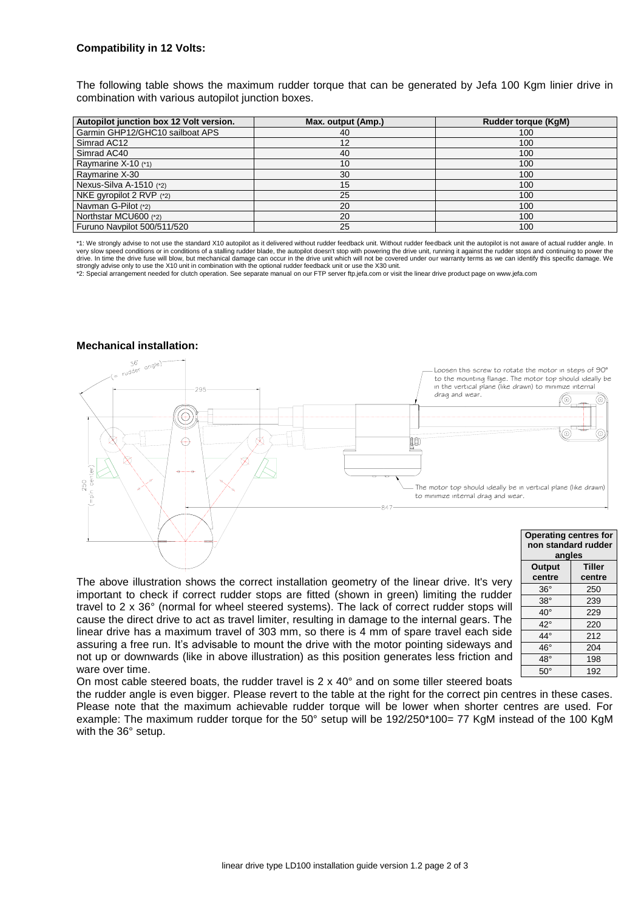**Compatibility in 12 Volts:**

The following table shows the maximum rudder torque that can be generated by Jefa 100 Kgm linier drive in combination with various autopilot junction boxes.

| Autopilot junction box 12 Volt version. | Max. output (Amp.) | Rudder torque (KgM) |
|---|---|---|
| Garmin GHP12/GHC10 sailboat APS | 40 | 100 |
| Simrad AC12 | 12 | 100 |
| Simrad AC40 | 40 | 100 |
| Raymarine X-10 (*1) | 10 | 100 |
| Raymarine X-30 | 30 | 100 |
| Nexus-Silva A-1510 (*2) | 15 | 100 |
| NKE gyropilot 2 RVP (*2) | 25 | 100 |
| Navman G-Pilot (*2) | 20 | 100 |
| Northstar MCU600 (*2) | 20 | 100 |
| Furuno Navpilot 500/511/520 | 25 | 100 |

*1: We strongly advise to not use the standard X10 autopilot as it delivered without rudder feedback unit. Without rudder feedback unit the autopilot is not aware of actual rudder angle. In very slow speed conditions or in conditions of a stalling rudder blade, the autopilot doesn't stop with powering the drive unit, running it against the rudder stops and continuing to power the drive. In time the drive fuse will blow, but mechanical damage can occur in the drive unit which will not be covered under our warranty terms as we can identify this specific damage. We strongly advise only to use the X10 unit in combination with the optional rudder feedback unit or use the X30 unit.

*2: Special arrangement needed for clutch operation. See separate manual on our FTP server ftp.jefa.com or visit the linear drive product page on www.jefa.com

**Mechanical installation:**

36° (= rudder angle)

295

250 (=pin center)

847

Loosen this screw to rotate the motor in steps of 90° to the mounting flange. The motor top should ideally be in the vertical plane (like drawn) to minimize internal drag and wear.

The motor top should ideally be in vertical plane (like drawn) to minimize internal drag and wear.

| Operating centres for non standard rudder angles | |
|---|---|
| **Output centre** | **Tiller centre** |
| 36° | 250 |
| 38° | 239 |
| 40° | 229 |
| 42° | 220 |
| 44° | 212 |
| 46° | 204 |
| 48° | 198 |
| 50° | 192 |

The above illustration shows the correct installation geometry of the linear drive. It's very important to check if correct rudder stops are fitted (shown in green) limiting the rudder travel to 2 x 36° (normal for wheel steered systems). The lack of correct rudder stops will cause the direct drive to act as travel limiter, resulting in damage to the internal gears. The linear drive has a maximum travel of 303 mm, so there is 4 mm of spare travel each side assuring a free run. It's advisable to mount the drive with the motor pointing sideways and not up or downwards (like in above illustration) as this position generates less friction and ware over time.

On most cable steered boats, the rudder travel is 2 x 40° and on some tiller steered boats the rudder angle is even bigger. Please revert to the table at the right for the correct pin centres in these cases. Please note that the maximum achievable rudder torque will be lower when shorter centres are used. For example: The maximum rudder torque for the 50° setup will be 192/250*100= 77 KgM instead of the 100 KgM with the 36° setup.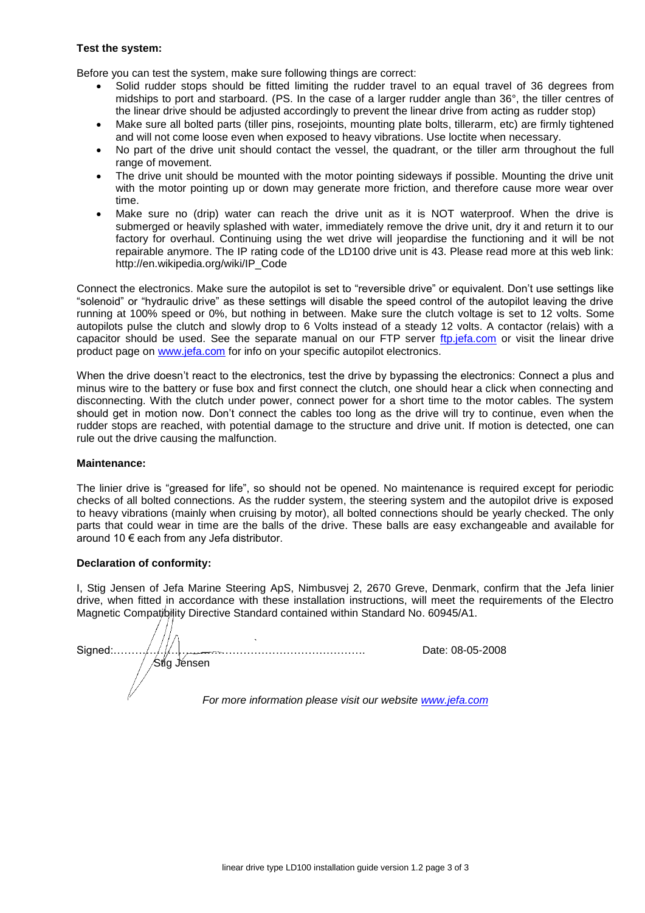**Test the system:**

Before you can test the system, make sure following things are correct:

- Solid rudder stops should be fitted limiting the rudder travel to an equal travel of 36 degrees from midships to port and starboard. (PS. In the case of a larger rudder angle than 36°, the tiller centres of the linear drive should be adjusted accordingly to prevent the linear drive from acting as rudder stop)
- Make sure all bolted parts (tiller pins, rosejoints, mounting plate bolts, tillerarm, etc) are firmly tightened and will not come loose even when exposed to heavy vibrations. Use loctite when necessary.
- No part of the drive unit should contact the vessel, the quadrant, or the tiller arm throughout the full range of movement.
- The drive unit should be mounted with the motor pointing sideways if possible. Mounting the drive unit with the motor pointing up or down may generate more friction, and therefore cause more wear over time.
- Make sure no (drip) water can reach the drive unit as it is NOT waterproof. When the drive is submerged or heavily splashed with water, immediately remove the drive unit, dry it and return it to our factory for overhaul. Continuing using the wet drive will jeopardise the functioning and it will be not repairable anymore. The IP rating code of the LD100 drive unit is 43. Please read more at this web link: http://en.wikipedia.org/wiki/IP_Code

Connect the electronics. Make sure the autopilot is set to "reversible drive" or equivalent. Don't use settings like "solenoid" or "hydraulic drive" as these settings will disable the speed control of the autopilot leaving the drive running at 100% speed or 0%, but nothing in between. Make sure the clutch voltage is set to 12 volts. Some autopilots pulse the clutch and slowly drop to 6 Volts instead of a steady 12 volts. A contactor (relais) with a capacitor should be used. See the separate manual on our FTP server [ftp.jefa.com](ftp.jefa.com) or visit the linear drive product page on [www.jefa.com](www.jefa.com) for info on your specific autopilot electronics.

When the drive doesn't react to the electronics, test the drive by bypassing the electronics: Connect a plus and minus wire to the battery or fuse box and first connect the clutch, one should hear a click when connecting and disconnecting. With the clutch under power, connect power for a short time to the motor cables. The system should get in motion now. Don't connect the cables too long as the drive will try to continue, even when the rudder stops are reached, with potential damage to the structure and drive unit. If motion is detected, one can rule out the drive causing the malfunction.

**Maintenance:**

The linier drive is "greased for life", so should not be opened. No maintenance is required except for periodic checks of all bolted connections. As the rudder system, the steering system and the autopilot drive is exposed to heavy vibrations (mainly when cruising by motor), all bolted connections should be yearly checked. The only parts that could wear in time are the balls of the drive. These balls are easy exchangeable and available for around 10 € each from any Jefa distributor.

**Declaration of conformity:**

I, Stig Jensen of Jefa Marine Steering ApS, Nimbusvej 2, 2670 Greve, Denmark, confirm that the Jefa linier drive, when fitted in accordance with these installation instructions, will meet the requirements of the Electro Magnetic Compatibility Directive Standard contained within Standard No. 60945/A1.

Signed:…………………………………………………………… Date: 08-05-2008

Stig Jensen

*For more information please visit our website [www.jefa.com](www.jefa.com)*